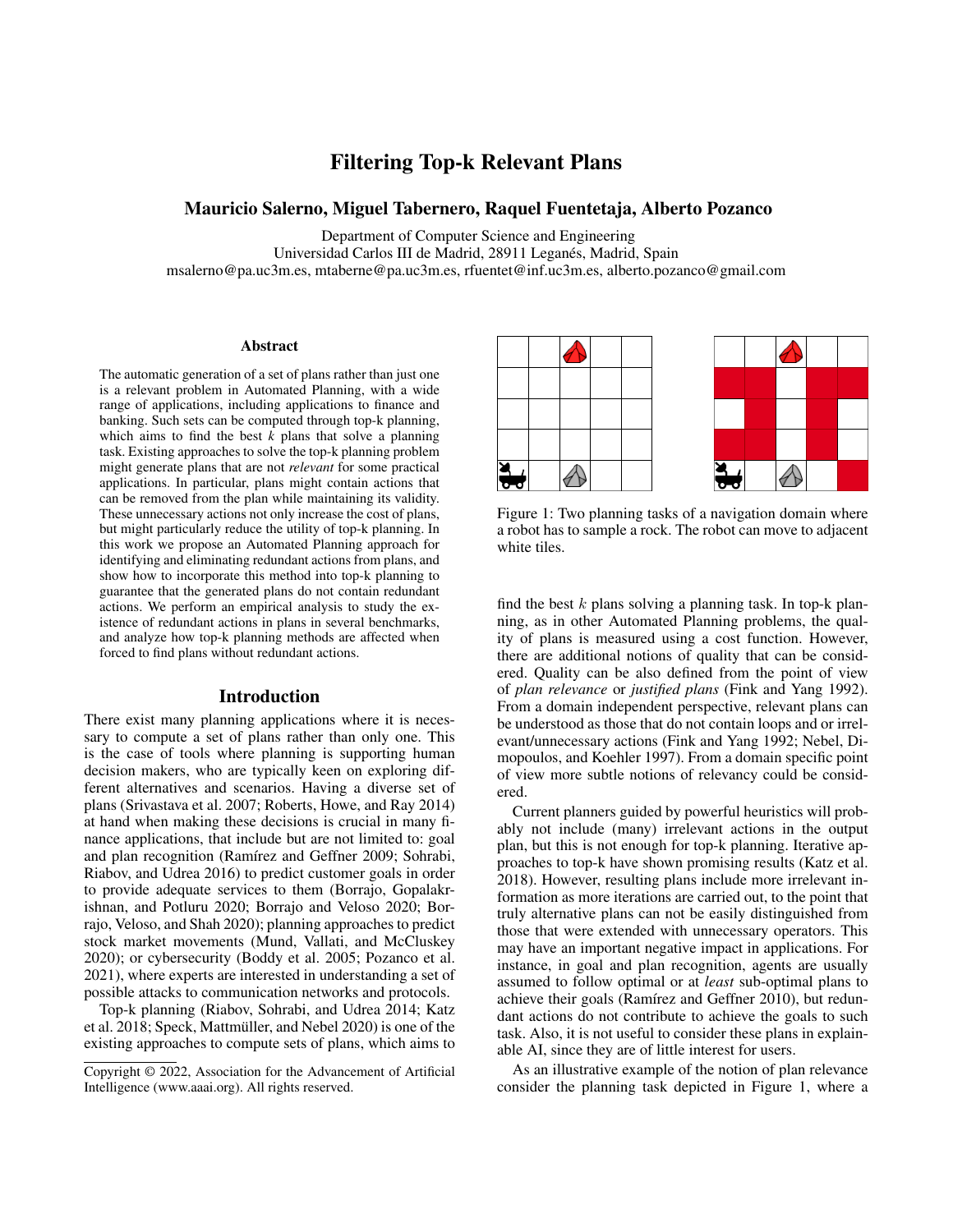# Filtering Top-k Relevant Plans

**Mauricio Salerno, Miguel Tabernero, Raquel Fuentetaja, Alberto Pozanco**

Department of Computer Science and Engineering
Universidad Carlos III de Madrid, 28911 Leganés, Madrid, Spain
msalerno@pa.uc3m.es, mtaberne@pa.uc3m.es, rfuentet@inf.uc3m.es, alberto.pozanco@gmail.com

## Abstract

The automatic generation of a set of plans rather than just one is a relevant problem in Automated Planning, with a wide range of applications, including applications to finance and banking. Such sets can be computed through top-k planning, which aims to find the best *k* plans that solve a planning task. Existing approaches to solve the top-k planning problem might generate plans that are not *relevant* for some practical applications. In particular, plans might contain actions that can be removed from the plan while maintaining its validity. These unnecessary actions not only increase the cost of plans, but might particularly reduce the utility of top-k planning. In this work we propose an Automated Planning approach for identifying and eliminating redundant actions from plans, and show how to incorporate this method into top-k planning to guarantee that the generated plans do not contain redundant actions. We perform an empirical analysis to study the existence of redundant actions in plans in several benchmarks, and analyze how top-k planning methods are affected when forced to find plans without redundant actions.

## Introduction

There exist many planning applications where it is necessary to compute a set of plans rather than only one. This is the case of tools where planning is supporting human decision makers, who are typically keen on exploring different alternatives and scenarios. Having a diverse set of plans (Srivastava et al. 2007; Roberts, Howe, and Ray 2014) at hand when making these decisions is crucial in many finance applications, that include but are not limited to: goal and plan recognition (Ramírez and Geffner 2009; Sohrabi, Riabov, and Udrea 2016) to predict customer goals in order to provide adequate services to them (Borrajo, Gopalakrishnan, and Potluru 2020; Borrajo and Veloso 2020; Borrajo, Veloso, and Shah 2020); planning approaches to predict stock market movements (Mund, Vallati, and McCluskey 2020); or cybersecurity (Boddy et al. 2005; Pozanco et al. 2021), where experts are interested in understanding a set of possible attacks to communication networks and protocols.

Top-k planning (Riabov, Sohrabi, and Udrea 2014; Katz et al. 2018; Speck, Mattmüller, and Nebel 2020) is one of the existing approaches to compute sets of plans, which aims to find the best $k$ plans solving a planning task. In top-k planning, as in other Automated Planning problems, the quality of plans is measured using a cost function. However, there are additional notions of quality that can be considered. Quality can be also defined from the point of view of *plan relevance* or *justified plans* (Fink and Yang 1992). From a domain independent perspective, relevant plans can be understood as those that do not contain loops and or irrelevant/unnecessary actions (Fink and Yang 1992; Nebel, Dimopoulos, and Koehler 1997). From a domain specific point of view more subtle notions of relevancy could be considered.

Figure 1: Two planning tasks of a navigation domain where a robot has to sample a rock. The robot can move to adjacent white tiles.

Current planners guided by powerful heuristics will probably not include (many) irrelevant actions in the output plan, but this is not enough for top-k planning. Iterative approaches to top-k have shown promising results (Katz et al. 2018). However, resulting plans include more irrelevant information as more iterations are carried out, to the point that truly alternative plans can not be easily distinguished from those that were extended with unnecessary operators. This may have an important negative impact in applications. For instance, in goal and plan recognition, agents are usually assumed to follow optimal or at *least* sub-optimal plans to achieve their goals (Ramírez and Geffner 2010), but redundant actions do not contribute to achieve the goals to such task. Also, it is not useful to consider these plans in explainable AI, since they are of little interest for users.

As an illustrative example of the notion of plan relevance consider the planning task depicted in Figure 1, where a

Copyright © 2022, Association for the Advancement of Artificial Intelligence (www.aaai.org). All rights reserved.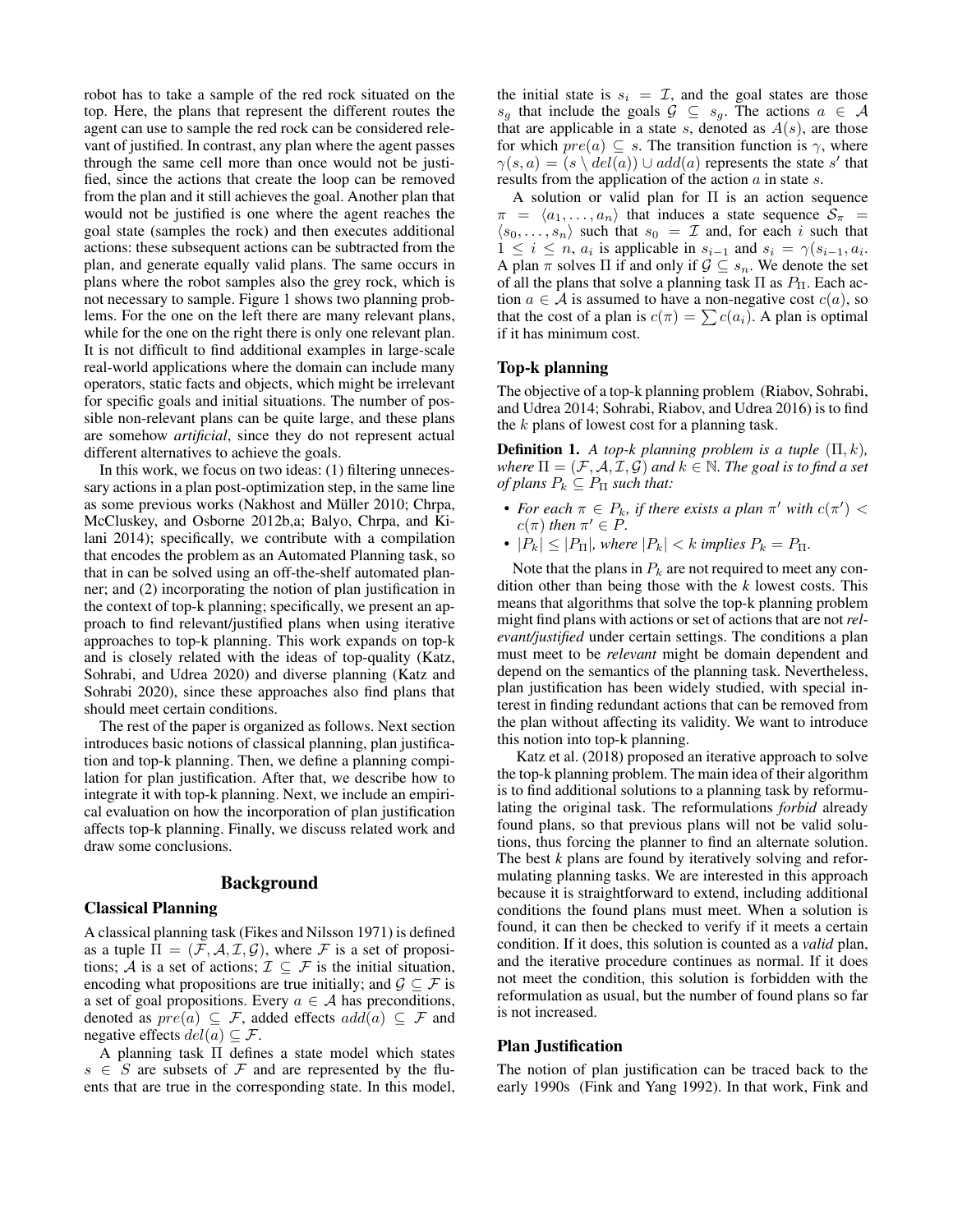robot has to take a sample of the red rock situated on the top. Here, the plans that represent the different routes the agent can use to sample the red rock can be considered relevant of justified. In contrast, any plan where the agent passes through the same cell more than once would not be justified, since the actions that create the loop can be removed from the plan and it still achieves the goal. Another plan that would not be justified is one where the agent reaches the goal state (samples the rock) and then executes additional actions: these subsequent actions can be subtracted from the plan, and generate equally valid plans. The same occurs in plans where the robot samples also the grey rock, which is not necessary to sample. Figure 1 shows two planning problems. For the one on the left there are many relevant plans, while for the one on the right there is only one relevant plan. It is not difficult to find additional examples in large-scale real-world applications where the domain can include many operators, static facts and objects, which might be irrelevant for specific goals and initial situations. The number of possible non-relevant plans can be quite large, and these plans are somehow *artificial*, since they do not represent actual different alternatives to achieve the goals.

In this work, we focus on two ideas: (1) filtering unnecessary actions in a plan post-optimization step, in the same line as some previous works (Nakhost and Müller 2010; Chrpa, McCluskey, and Osborne 2012b,a; Balyo, Chrpa, and Kilani 2014); specifically, we contribute with a compilation that encodes the problem as an Automated Planning task, so that in can be solved using an off-the-shelf automated planner; and (2) incorporating the notion of plan justification in the context of top-k planning; specifically, we present an approach to find relevant/justified plans when using iterative approaches to top-k planning. This work expands on top-k and is closely related with the ideas of top-quality (Katz, Sohrabi, and Udrea 2020) and diverse planning (Katz and Sohrabi 2020), since these approaches also find plans that should meet certain conditions.

The rest of the paper is organized as follows. Next section introduces basic notions of classical planning, plan justification and top-k planning. Then, we define a planning compilation for plan justification. After that, we describe how to integrate it with top-k planning. Next, we include an empirical evaluation on how the incorporation of plan justification affects top-k planning. Finally, we discuss related work and draw some conclusions.

## Background

### Classical Planning

A classical planning task (Fikes and Nilsson 1971) is defined as a tuple $\Pi = (\mathcal{F}, \mathcal{A}, \mathcal{I}, \mathcal{G})$, where $\mathcal{F}$ is a set of propositions; $\mathcal{A}$ is a set of actions; $\mathcal{I} \subseteq \mathcal{F}$ is the initial situation, encoding what propositions are true initially; and $\mathcal{G} \subseteq \mathcal{F}$ is a set of goal propositions. Every $a \in \mathcal{A}$ has preconditions, denoted as $pre(a) \subseteq \mathcal{F}$, added effects $add(a) \subseteq \mathcal{F}$ and negative effects $del(a) \subseteq \mathcal{F}$.

A planning task $\Pi$ defines a state model which states $s \in S$ are subsets of $\mathcal{F}$ and are represented by the fluents that are true in the corresponding state. In this model, the initial state is $s_i = \mathcal{I}$, and the goal states are those $s_g$ that include the goals $\mathcal{G} \subseteq s_g$. The actions $a \in \mathcal{A}$ that are applicable in a state $s$, denoted as $A(s)$, are those for which $pre(a) \subseteq s$. The transition function is $\gamma$, where $\gamma(s, a) = (s \setminus del(a)) \cup add(a)$ represents the state $s'$ that results from the application of the action $a$ in state $s$.

A solution or valid plan for $\Pi$ is an action sequence $\pi = \langle a_1, \ldots, a_n \rangle$ that induces a state sequence $\mathcal{S}_\pi = \langle s_0, \ldots, s_n \rangle$ such that $s_0 = \mathcal{I}$ and, for each $i$ such that $1 \leq i \leq n$, $a_i$ is applicable in $s_{i-1}$ and $s_i = \gamma(s_{i-1}, a_i)$. A plan $\pi$ solves $\Pi$ if and only if $\mathcal{G} \subseteq s_n$. We denote the set of all the plans that solve a planning task $\Pi$ as $P_\Pi$. Each action $a \in \mathcal{A}$ is assumed to have a non-negative cost $c(a)$, so that the cost of a plan is $c(\pi) = \sum c(a_i)$. A plan is optimal if it has minimum cost.

### Top-k planning

The objective of a top-k planning problem (Riabov, Sohrabi, and Udrea 2014; Sohrabi, Riabov, and Udrea 2016) is to find the $k$ plans of lowest cost for a planning task.

**Definition 1.** *A top-k planning problem is a tuple* $(\Pi, k)$*, where* $\Pi = (\mathcal{F}, \mathcal{A}, \mathcal{I}, \mathcal{G})$ *and* $k \in \mathbb{N}$*. The goal is to find a set of plans* $P_k \subseteq P_\Pi$ *such that:*

- *For each* $\pi \in P_k$*, if there exists a plan* $\pi'$ *with* $c(\pi') < c(\pi)$ *then* $\pi' \in P$*.*
- $|P_k| \leq |P_\Pi|$*, where* $|P_k| < k$ *implies* $P_k = P_\Pi$*.*

Note that the plans in $P_k$ are not required to meet any condition other than being those with the *k* lowest costs. This means that algorithms that solve the top-k planning problem might find plans with actions or set of actions that are not *relevant/justified* under certain settings. The conditions a plan must meet to be *relevant* might be domain dependent and depend on the semantics of the planning task. Nevertheless, plan justification has been widely studied, with special interest in finding redundant actions that can be removed from the plan without affecting its validity. We want to introduce this notion into top-k planning.

Katz et al. (2018) proposed an iterative approach to solve the top-k planning problem. The main idea of their algorithm is to find additional solutions to a planning task by reformulating the original task. The reformulations *forbid* already found plans, so that previous plans will not be valid solutions, thus forcing the planner to find an alternate solution. The best *k* plans are found by iteratively solving and reformulating planning tasks. We are interested in this approach because it is straightforward to extend, including additional conditions the found plans must meet. When a solution is found, it can then be checked to verify if it meets a certain condition. If it does, this solution is counted as a *valid* plan, and the iterative procedure continues as normal. If it does not meet the condition, this solution is forbidden with the reformulation as usual, but the number of found plans so far is not increased.

### Plan Justification

The notion of plan justification can be traced back to the early 1990s (Fink and Yang 1992). In that work, Fink and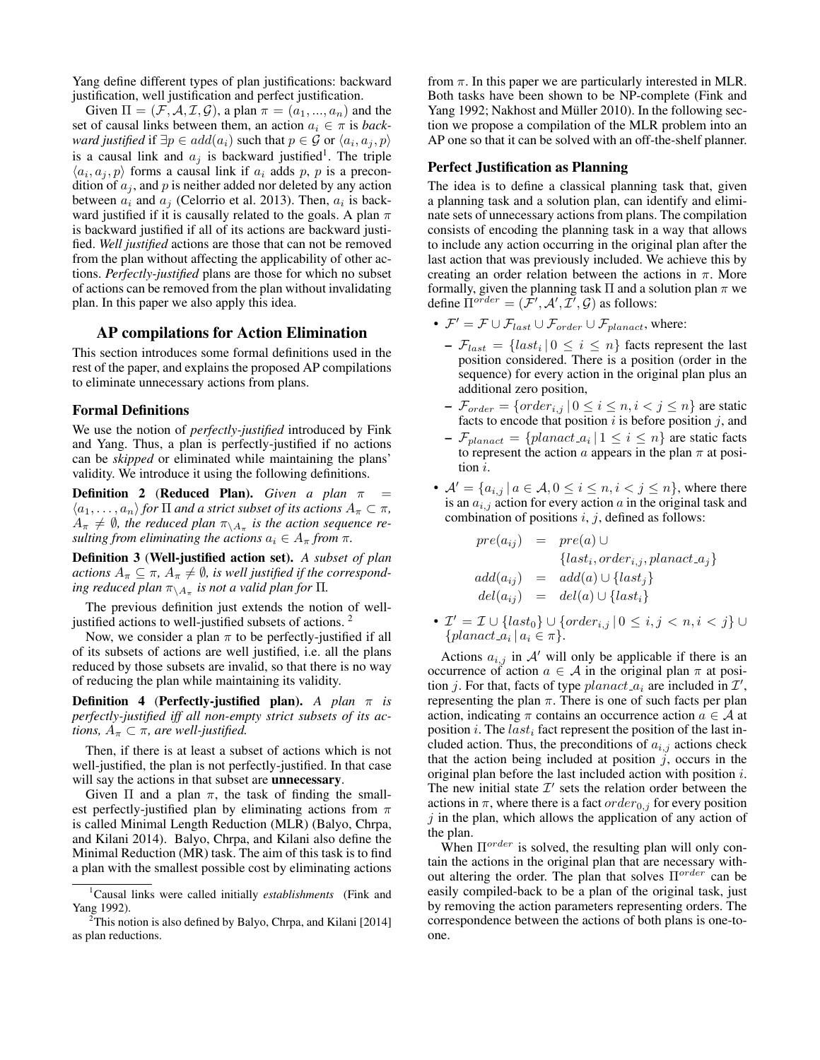Yang define different types of plan justifications: backward justification, well justification and perfect justification.

Given $\Pi = (\mathcal{F}, \mathcal{A}, \mathcal{I}, \mathcal{G})$, a plan $\pi = (a_1, ..., a_n)$ and the set of causal links between them, an action $a_i \in \pi$ is *backward justified* if $\exists p \in add(a_i)$ such that $p \in \mathcal{G}$ or $\langle a_i, a_j, p\rangle$ is a causal link and $a_j$ is backward justified[1]. The triple $\langle a_i, a_j, p\rangle$ forms a causal link if $a_i$ adds $p$, $p$ is a precondition of $a_j$, and $p$ is neither added nor deleted by any action between $a_i$ and $a_j$ (Celorrio et al. 2013). Then, $a_i$ is backward justified if it is causally related to the goals. A plan $\pi$ is backward justified if all of its actions are backward justified. *Well justified* actions are those that can not be removed from the plan without affecting the applicability of other actions. *Perfectly-justified* plans are those for which no subset of actions can be removed from the plan without invalidating plan. In this paper we also apply this idea.

## AP compilations for Action Elimination

This section introduces some formal definitions used in the rest of the paper, and explains the proposed AP compilations to eliminate unnecessary actions from plans.

### Formal Definitions

We use the notion of *perfectly-justified* introduced by Fink and Yang. Thus, a plan is perfectly-justified if no actions can be *skipped* or eliminated while maintaining the plans' validity. We introduce it using the following definitions.

**Definition 2** (**Reduced Plan).** *Given a plan $\pi = \langle a_1, \ldots, a_n\rangle$ for $\Pi$ and a strict subset of its actions $A_\pi \subset \pi$, $A_\pi \neq \emptyset$, the reduced plan $\pi_{\setminus A_\pi}$ is the action sequence resulting from eliminating the actions $a_i \in A_\pi$ from $\pi$.*

**Definition 3** (**Well-justified action set).** *A subset of plan actions $A_\pi \subseteq \pi$, $A_\pi \neq \emptyset$, is well justified if the corresponding reduced plan $\pi_{\setminus A_\pi}$ is not a valid plan for $\Pi$.*

The previous definition just extends the notion of well-justified actions to well-justified subsets of actions.[2]

Now, we consider a plan $\pi$ to be perfectly-justified if all of its subsets of actions are well justified, i.e. all the plans reduced by those subsets are invalid, so that there is no way of reducing the plan while maintaining its validity.

**Definition 4** (**Perfectly-justified plan).** *A plan $\pi$ is perfectly-justified iff all non-empty strict subsets of its actions, $A_\pi \subset \pi$, are well-justified.*

Then, if there is at least a subset of actions which is not well-justified, the plan is not perfectly-justified. In that case will say the actions in that subset are **unnecessary**.

Given $\Pi$ and a plan $\pi$, the task of finding the smallest perfectly-justified plan by eliminating actions from $\pi$ is called Minimal Length Reduction (MLR) (Balyo, Chrpa, and Kilani 2014). Balyo, Chrpa, and Kilani also define the Minimal Reduction (MR) task. The aim of this task is to find a plan with the smallest possible cost by eliminating actions from $\pi$. In this paper we are particularly interested in MLR. Both tasks have been shown to be NP-complete (Fink and Yang 1992; Nakhost and Müller 2010). In the following section we propose a compilation of the MLR problem into an AP one so that it can be solved with an off-the-shelf planner.

### Perfect Justification as Planning

The idea is to define a classical planning task that, given a planning task and a solution plan, can identify and eliminate sets of unnecessary actions from plans. The compilation consists of encoding the planning task in a way that allows to include any action occurring in the original plan after the last action that was previously included. We achieve this by creating an order relation between the actions in $\pi$. More formally, given the planning task $\Pi$ and a solution plan $\pi$ we define $\Pi^{order} = (\mathcal{F}', \mathcal{A}', \mathcal{I}', \mathcal{G})$ as follows:

- $\mathcal{F}' = \mathcal{F} \cup \mathcal{F}_{last} \cup \mathcal{F}_{order} \cup \mathcal{F}_{planact}$, where:
  - $\mathcal{F}_{last} = \{last_i \,|\, 0 \leq i \leq n\}$ facts represent the last position considered. There is a position (order in the sequence) for every action in the original plan plus an additional zero position,
  - $\mathcal{F}_{order} = \{order_{i,j} \,|\, 0 \leq i \leq n, i < j \leq n\}$ are static facts to encode that position $i$ is before position $j$, and
  - $\mathcal{F}_{planact} = \{planact\_a_i \,|\, 1 \leq i \leq n\}$ are static facts to represent the action $a$ appears in the plan $\pi$ at position $i$.
- $\mathcal{A}' = \{a_{i,j} \,|\, a \in \mathcal{A}, 0 \leq i \leq n, i < j \leq n\}$, where there is an $a_{i,j}$ action for every action $a$ in the original task and combination of positions $i$, $j$, defined as follows:

$$
\begin{aligned}
pre(a_{ij}) &= pre(a) \cup \\
&\quad \{last_i, order_{i,j}, planact\_a_j\} \\
add(a_{ij}) &= add(a) \cup \{last_j\} \\
del(a_{ij}) &= del(a) \cup \{last_i\}
\end{aligned}
$$

- $\mathcal{I}' = \mathcal{I} \cup \{last_0\} \cup \{order_{i,j} \,|\, 0 \leq i, j < n, i < j\} \cup \{planact\_a_i \,|\, a_i \in \pi\}$.

Actions $a_{i,j}$ in $\mathcal{A}'$ will only be applicable if there is an occurrence of action $a \in \mathcal{A}$ in the original plan $\pi$ at position $j$. For that, facts of type $planact\_a_i$ are included in $\mathcal{I}'$, representing the plan $\pi$. There is one of such facts per plan action, indicating $\pi$ contains an occurrence action $a \in \mathcal{A}$ at position $i$. The $last_i$ fact represent the position of the last included action. Thus, the preconditions of $a_{i,j}$ actions check that the action being included at position $j$, occurs in the original plan before the last included action with position $i$. The new initial state $\mathcal{I}'$ sets the relation order between the actions in $\pi$, where there is a fact $order_{0,j}$ for every position $j$ in the plan, which allows the application of any action of the plan.

When $\Pi^{order}$ is solved, the resulting plan will only contain the actions in the original plan that are necessary without altering the order. The plan that solves $\Pi^{order}$ can be easily compiled-back to be a plan of the original task, just by removing the action parameters representing orders. The correspondence between the actions of both plans is one-to-one.

[1] Causal links were called initially *establishments* (Fink and Yang 1992).

[2] This notion is also defined by Balyo, Chrpa, and Kilani [2014] as plan reductions.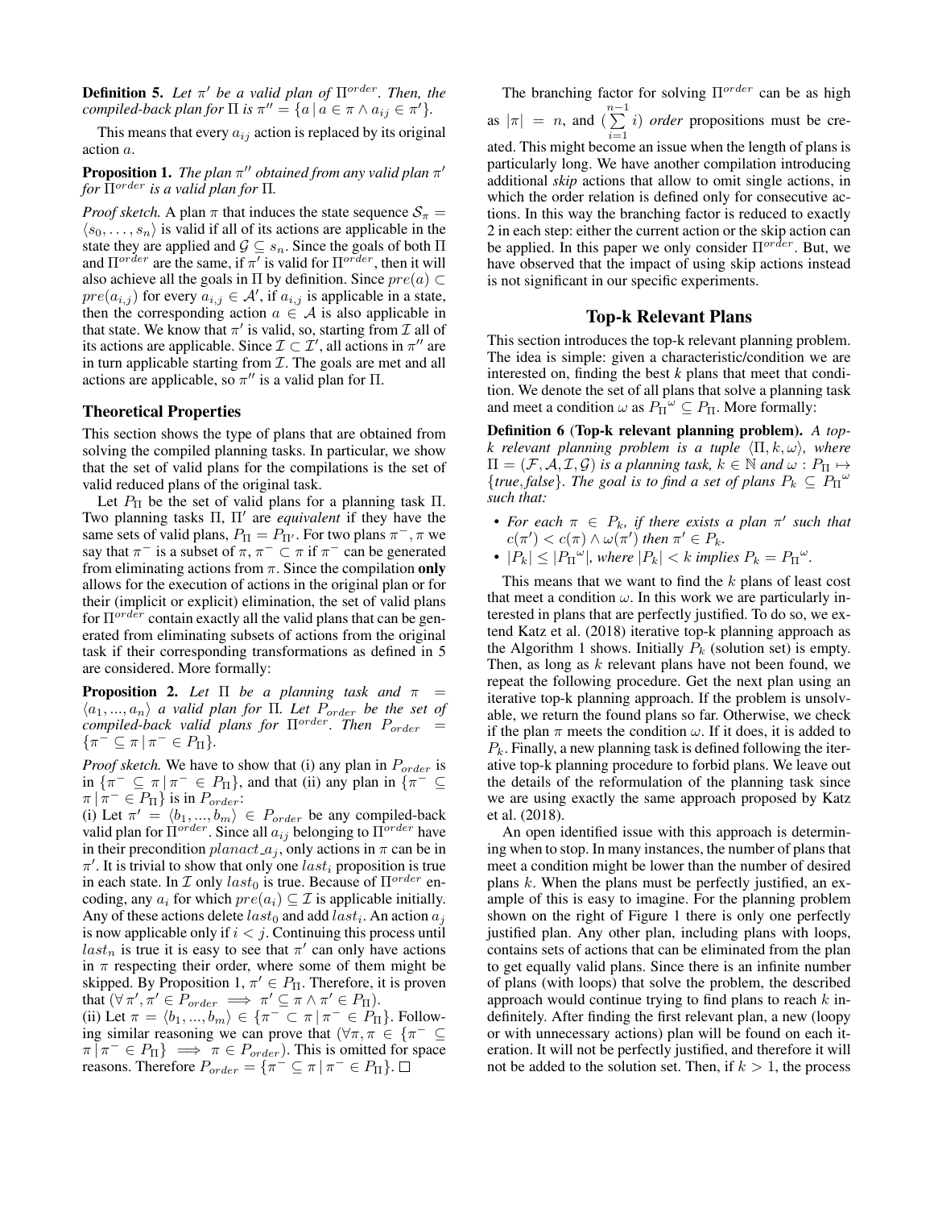**Definition 5.** *Let $\pi'$ be a valid plan of $\Pi^{order}$. Then, the compiled-back plan for $\Pi$ is $\pi'' = \{a \,|\, a \in \pi \wedge a_{ij} \in \pi'\}$.*

This means that every $a_{ij}$ action is replaced by its original action $a$.

**Proposition 1.** *The plan $\pi''$ obtained from any valid plan $\pi'$ for $\Pi^{order}$ is a valid plan for $\Pi$.*

*Proof sketch.* A plan $\pi$ that induces the state sequence $\mathcal{S}_\pi = \langle s_0, \ldots, s_n \rangle$ is valid if all of its actions are applicable in the state they are applied and $\mathcal{G} \subseteq s_n$. Since the goals of both $\Pi$ and $\Pi^{order}$ are the same, if $\pi'$ is valid for $\Pi^{order}$, then it will also achieve all the goals in $\Pi$ by definition. Since $pre(a) \subset pre(a_{i,j})$ for every $a_{i,j} \in \mathcal{A}'$, if $a_{i,j}$ is applicable in a state, then the corresponding action $a \in \mathcal{A}$ is also applicable in that state. We know that $\pi'$ is valid, so, starting from $\mathcal{I}$ all of its actions are applicable. Since $\mathcal{I} \subset \mathcal{I}'$, all actions in $\pi''$ are in turn applicable starting from $\mathcal{I}$. The goals are met and all actions are applicable, so $\pi''$ is a valid plan for $\Pi$.

## Theoretical Properties

This section shows the type of plans that are obtained from solving the compiled planning tasks. In particular, we show that the set of valid plans for the compilations is the set of valid reduced plans of the original task.

Let $P_\Pi$ be the set of valid plans for a planning task $\Pi$. Two planning tasks $\Pi$, $\Pi'$ are *equivalent* if they have the same sets of valid plans, $P_\Pi = P_{\Pi'}$. For two plans $\pi^-, \pi$ we say that $\pi^-$ is a subset of $\pi$, $\pi^- \subset \pi$ if $\pi^-$ can be generated from eliminating actions from $\pi$. Since the compilation **only** allows for the execution of actions in the original plan or for their (implicit or explicit) elimination, the set of valid plans for $\Pi^{order}$ contain exactly all the valid plans that can be generated from eliminating subsets of actions from the original task if their corresponding transformations as defined in 5 are considered. More formally:

**Proposition 2.** *Let $\Pi$ be a planning task and $\pi = \langle a_1, ..., a_n \rangle$ a valid plan for $\Pi$. Let $P_{order}$ be the set of compiled-back valid plans for $\Pi^{order}$. Then $P_{order} = \{\pi^- \subseteq \pi \,|\, \pi^- \in P_\Pi\}$.*

*Proof sketch.* We have to show that (i) any plan in $P_{order}$ is in $\{\pi^- \subseteq \pi \,|\, \pi^- \in P_\Pi\}$, and that (ii) any plan in $\{\pi^- \subseteq \pi \,|\, \pi^- \in P_\Pi\}$ is in $P_{order}$:
(i) Let $\pi' = \langle b_1, ..., b_m \rangle \in P_{order}$ be any compiled-back valid plan for $\Pi^{order}$. Since all $a_{ij}$ belonging to $\Pi^{order}$ have in their precondition $planact\_a_j$, only actions in $\pi$ can be in $\pi'$. It is trivial to show that only one $last_i$ proposition is true in each state. In $\mathcal{I}$ only $last_0$ is true. Because of $\Pi^{order}$ encoding, any $a_i$ for which $pre(a_i) \subseteq \mathcal{I}$ is applicable initially. Any of these actions delete $last_0$ and add $last_i$. An action $a_j$ is now applicable only if $i < j$. Continuing this process until $last_n$ is true it is easy to see that $\pi'$ can only have actions in $\pi$ respecting their order, where some of them might be skipped. By Proposition 1, $\pi' \in P_\Pi$. Therefore, it is proven that $(\forall \pi', \pi' \in P_{order} \implies \pi' \subseteq \pi \wedge \pi' \in P_\Pi)$.
(ii) Let $\pi = \langle b_1, ..., b_m \rangle \in \{\pi^- \subset \pi \,|\, \pi^- \in P_\Pi\}$. Following similar reasoning we can prove that $(\forall \pi, \pi \in \{\pi^- \subseteq \pi \,|\, \pi^- \in P_\Pi\} \implies \pi \in P_{order})$. This is omitted for space reasons. Therefore $P_{order} = \{\pi^- \subseteq \pi \,|\, \pi^- \in P_\Pi\}$. □

The branching factor for solving $\Pi^{order}$ can be as high as $|\pi| = n$, and $(\sum_{i=1}^{n-1} i)$ *order* propositions must be created. This might become an issue when the length of plans is particularly long. We have another compilation introducing additional *skip* actions that allow to omit single actions, in which the order relation is defined only for consecutive actions. In this way the branching factor is reduced to exactly 2 in each step: either the current action or the skip action can be applied. In this paper we only consider $\Pi^{order}$. But, we have observed that the impact of using skip actions instead is not significant in our specific experiments.

## Top-k Relevant Plans

This section introduces the top-k relevant planning problem. The idea is simple: given a characteristic/condition we are interested on, finding the best *k* plans that meet that condition. We denote the set of all plans that solve a planning task and meet a condition $\omega$ as $P_\Pi{}^\omega \subseteq P_\Pi$. More formally:

**Definition 6 (Top-k relevant planning problem).** *A top-k relevant planning problem is a tuple $\langle \Pi, k, \omega \rangle$, where $\Pi = (\mathcal{F}, \mathcal{A}, \mathcal{I}, \mathcal{G})$ is a planning task, $k \in \mathbb{N}$ and $\omega : P_\Pi \mapsto \{true, false\}$. The goal is to find a set of plans $P_k \subseteq P_\Pi{}^\omega$ such that:*

- *For each $\pi \in P_k$, if there exists a plan $\pi'$ such that $c(\pi') < c(\pi) \wedge \omega(\pi')$ then $\pi' \in P_k$.*
- *$|P_k| \leq |P_\Pi{}^\omega|$, where $|P_k| < k$ implies $P_k = P_\Pi{}^\omega$.*

This means that we want to find the $k$ plans of least cost that meet a condition $\omega$. In this work we are particularly interested in plans that are perfectly justified. To do so, we extend Katz et al. (2018) iterative top-k planning approach as the Algorithm 1 shows. Initially $P_k$ (solution set) is empty. Then, as long as $k$ relevant plans have not been found, we repeat the following procedure. Get the next plan using an iterative top-k planning approach. If the problem is unsolvable, we return the found plans so far. Otherwise, we check if the plan $\pi$ meets the condition $\omega$. If it does, it is added to $P_k$. Finally, a new planning task is defined following the iterative top-k planning procedure to forbid plans. We leave out the details of the reformulation of the planning task since we are using exactly the same approach proposed by Katz et al. (2018).

An open identified issue with this approach is determining when to stop. In many instances, the number of plans that meet a condition might be lower than the number of desired plans $k$. When the plans must be perfectly justified, an example of this is easy to imagine. For the planning problem shown on the right of Figure 1 there is only one perfectly justified plan. Any other plan, including plans with loops, contains sets of actions that can be eliminated from the plan to get equally valid plans. Since there is an infinite number of plans (with loops) that solve the problem, the described approach would continue trying to find plans to reach $k$ indefinitely. After finding the first relevant plan, a new (loopy or with unnecessary actions) plan will be found on each iteration. It will not be perfectly justified, and therefore it will not be added to the solution set. Then, if $k > 1$, the process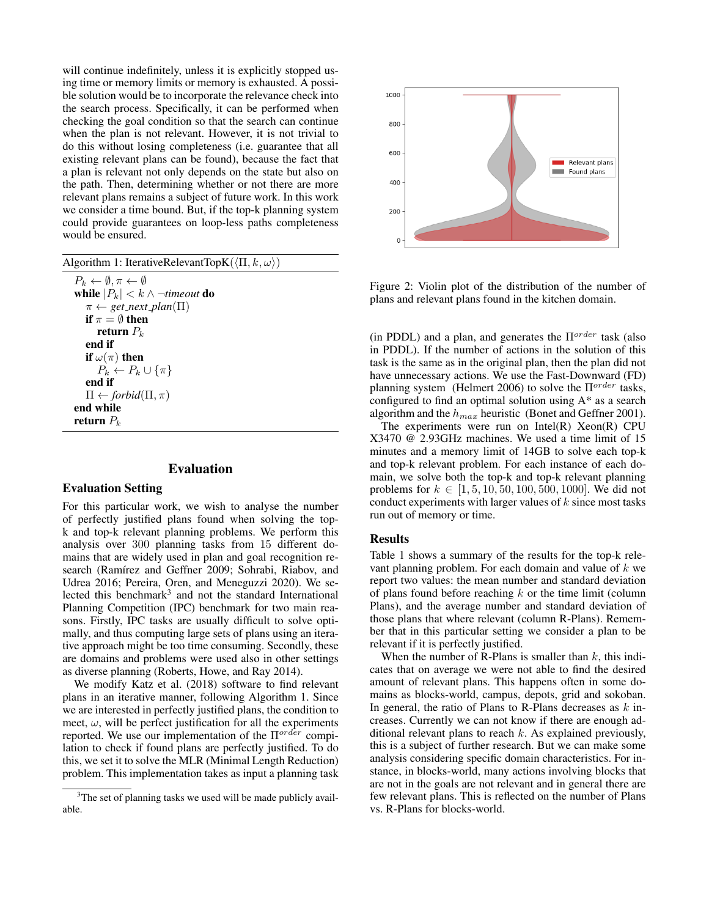will continue indefinitely, unless it is explicitly stopped using time or memory limits or memory is exhausted. A possible solution would be to incorporate the relevance check into the search process. Specifically, it can be performed when checking the goal condition so that the search can continue when the plan is not relevant. However, it is not trivial to do this without losing completeness (i.e. guarantee that all existing relevant plans can be found), because the fact that a plan is relevant not only depends on the state but also on the path. Then, determining whether or not there are more relevant plans remains a subject of future work. In this work we consider a time bound. But, if the top-k planning system could provide guarantees on loop-less paths completeness would be ensured.

**Algorithm 1:** IterativeRelevantTopK($\langle \Pi, k, \omega \rangle$)

```
P_k ← ∅, π ← ∅
while |P_k| < k ∧ ¬timeout do
    π ← get_next_plan(Π)
    if π = ∅ then
        return P_k
    end if
    if ω(π) then
        P_k ← P_k ∪ {π}
    end if
    Π ← forbid(Π, π)
end while
return P_k
```

# Evaluation

## Evaluation Setting

For this particular work, we wish to analyse the number of perfectly justified plans found when solving the top-k and top-k relevant planning problems. We perform this analysis over 300 planning tasks from 15 different domains that are widely used in plan and goal recognition research (Ramírez and Geffner 2009; Sohrabi, Riabov, and Udrea 2016; Pereira, Oren, and Meneguzzi 2020). We selected this benchmark[3] and not the standard International Planning Competition (IPC) benchmark for two main reasons. Firstly, IPC tasks are usually difficult to solve optimally, and thus computing large sets of plans using an iterative approach might be too time consuming. Secondly, these are domains and problems were used also in other settings as diverse planning (Roberts, Howe, and Ray 2014).

We modify Katz et al. (2018) software to find relevant plans in an iterative manner, following Algorithm 1. Since we are interested in perfectly justified plans, the condition to meet, $\omega$, will be perfect justification for all the experiments reported. We use our implementation of the $\Pi^{order}$ compilation to check if found plans are perfectly justified. To do this, we set it to solve the MLR (Minimal Length Reduction) problem. This implementation takes as input a planning task (in PDDL) and a plan, and generates the $\Pi^{order}$ task (also in PDDL). If the number of actions in the solution of this task is the same as in the original plan, then the plan did not have unnecessary actions. We use the Fast-Downward (FD) planning system (Helmert 2006) to solve the $\Pi^{order}$ tasks, configured to find an optimal solution using A* as a search algorithm and the $h_{max}$ heuristic (Bonet and Geffner 2001).

The experiments were run on Intel(R) Xeon(R) CPU X3470 @ 2.93GHz machines. We used a time limit of 15 minutes and a memory limit of 14GB to solve each top-k and top-k relevant problem. For each instance of each domain, we solve both the top-k and top-k relevant planning problems for $k \in [1, 5, 10, 50, 100, 500, 1000]$. We did not conduct experiments with larger values of $k$ since most tasks run out of memory or time.

[3] The set of planning tasks we used will be made publicly available.

Figure 2: Violin plot of the distribution of the number of plans and relevant plans found in the kitchen domain.

## Results

Table 1 shows a summary of the results for the top-k relevant planning problem. For each domain and value of $k$ we report two values: the mean number and standard deviation of plans found before reaching $k$ or the time limit (column Plans), and the average number and standard deviation of those plans that where relevant (column R-Plans). Remember that in this particular setting we consider a plan to be relevant if it is perfectly justified.

When the number of R-Plans is smaller than $k$, this indicates that on average we were not able to find the desired amount of relevant plans. This happens often in some domains as blocks-world, campus, depots, grid and sokoban. In general, the ratio of Plans to R-Plans decreases as $k$ increases. Currently we can not know if there are enough additional relevant plans to reach $k$. As explained previously, this is a subject of further research. But we can make some analysis considering specific domain characteristics. For instance, in blocks-world, many actions involving blocks that are not in the goals are not relevant and in general there are few relevant plans. This is reflected on the number of Plans vs. R-Plans for blocks-world.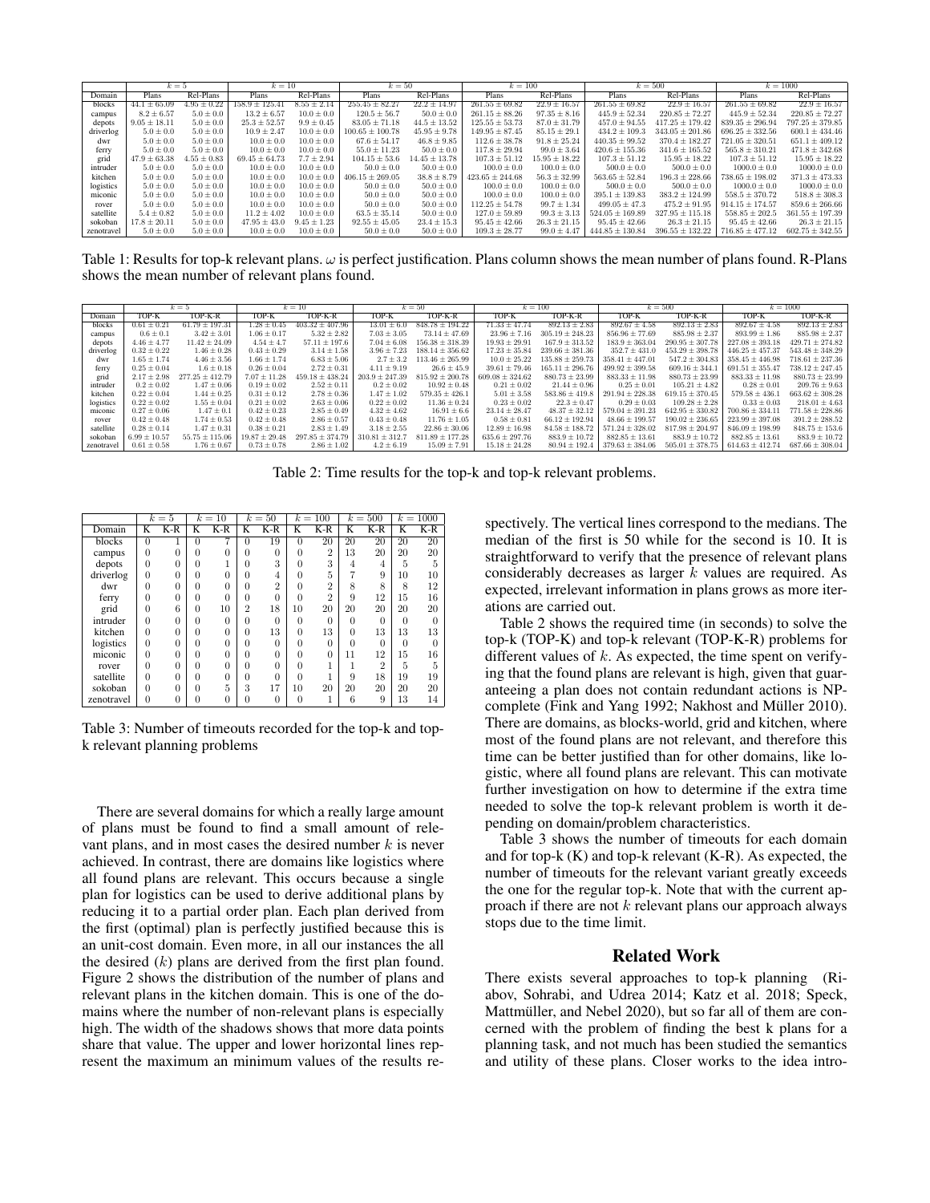| | $k=5$ | | $k=10$ | | $k=50$ | | $k=100$ | | $k=500$ | | $k=1000$ | |
|---|---|---|---|---|---|---|---|---|---|---|---|---|
| Domain | Plans | Rel-Plans | Plans | Rel-Plans | Plans | Rel-Plans | Plans | Rel-Plans | Plans | Rel-Plans | Plans | Rel-Plans |
| blocks | $44.1 \pm 65.09$ | $4.95 \pm 0.22$ | $158.9 \pm 125.41$ | $8.55 \pm 2.14$ | $255.45 \pm 82.27$ | $22.2 \pm 14.97$ | $261.55 \pm 69.82$ | $22.9 \pm 16.57$ | $261.55 \pm 69.82$ | $22.9 \pm 16.57$ | $261.55 \pm 69.82$ | $22.9 \pm 16.57$ |
| campus | $8.2 \pm 6.57$ | $5.0 \pm 0.0$ | $13.2 \pm 6.57$ | $10.0 \pm 0.0$ | $120.5 \pm 56.7$ | $50.0 \pm 0.0$ | $261.15 \pm 88.26$ | $97.35 \pm 8.16$ | $445.9 \pm 52.34$ | $220.85 \pm 72.27$ | $445.9 \pm 52.34$ | $220.85 \pm 72.27$ |
| depots | $9.05 \pm 18.11$ | $5.0 \pm 0.0$ | $25.3 \pm 52.57$ | $9.9 \pm 0.45$ | $83.05 \pm 71.18$ | $44.5 \pm 13.52$ | $125.55 \pm 53.73$ | $87.0 \pm 31.79$ | $457.0 \pm 94.55$ | $417.25 \pm 179.42$ | $839.35 \pm 296.94$ | $797.25 \pm 379.85$ |
| driverlog | $5.0 \pm 0.0$ | $5.0 \pm 0.0$ | $10.9 \pm 2.47$ | $10.0 \pm 0.0$ | $100.65 \pm 100.78$ | $45.95 \pm 9.78$ | $149.95 \pm 87.45$ | $85.15 \pm 29.1$ | $434.2 \pm 109.3$ | $343.05 \pm 201.86$ | $696.25 \pm 332.56$ | $600.1 \pm 434.46$ |
| dwr | $5.0 \pm 0.0$ | $5.0 \pm 0.0$ | $10.0 \pm 0.0$ | $10.0 \pm 0.0$ | $67.6 \pm 54.17$ | $46.8 \pm 9.85$ | $112.6 \pm 38.78$ | $91.8 \pm 25.24$ | $440.35 \pm 99.52$ | $370.4 \pm 182.27$ | $721.05 \pm 320.51$ | $651.1 \pm 409.12$ |
| ferry | $5.0 \pm 0.0$ | $5.0 \pm 0.0$ | $10.0 \pm 0.0$ | $10.0 \pm 0.0$ | $55.0 \pm 11.23$ | $50.0 \pm 0.0$ | $117.8 \pm 29.94$ | $99.0 \pm 3.64$ | $420.6 \pm 155.36$ | $341.6 \pm 165.52$ | $565.8 \pm 310.21$ | $471.8 \pm 342.68$ |
| grid | $47.9 \pm 63.38$ | $4.55 \pm 0.83$ | $69.45 \pm 64.73$ | $7.7 \pm 2.94$ | $104.15 \pm 53.6$ | $14.45 \pm 13.78$ | $107.3 \pm 51.12$ | $15.95 \pm 18.22$ | $107.3 \pm 51.12$ | $15.95 \pm 18.22$ | $107.3 \pm 51.12$ | $15.95 \pm 18.22$ |
| intruder | $5.0 \pm 0.0$ | $5.0 \pm 0.0$ | $10.0 \pm 0.0$ | $10.0 \pm 0.0$ | $50.0 \pm 0.0$ | $50.0 \pm 0.0$ | $100.0 \pm 0.0$ | $100.0 \pm 0.0$ | $500.0 \pm 0.0$ | $500.0 \pm 0.0$ | $1000.0 \pm 0.0$ | $1000.0 \pm 0.0$ |
| kitchen | $5.0 \pm 0.0$ | $5.0 \pm 0.0$ | $10.0 \pm 0.0$ | $10.0 \pm 0.0$ | $406.15 \pm 269.05$ | $38.8 \pm 8.79$ | $423.65 \pm 244.68$ | $56.3 \pm 32.99$ | $563.65 \pm 52.84$ | $196.3 \pm 228.66$ | $738.65 \pm 198.02$ | $371.3 \pm 473.33$ |
| logistics | $5.0 \pm 0.0$ | $5.0 \pm 0.0$ | $10.0 \pm 0.0$ | $10.0 \pm 0.0$ | $50.0 \pm 0.0$ | $50.0 \pm 0.0$ | $100.0 \pm 0.0$ | $100.0 \pm 0.0$ | $500.0 \pm 0.0$ | $500.0 \pm 0.0$ | $1000.0 \pm 0.0$ | $1000.0 \pm 0.0$ |
| miconic | $5.0 \pm 0.0$ | $5.0 \pm 0.0$ | $10.0 \pm 0.0$ | $10.0 \pm 0.0$ | $50.0 \pm 0.0$ | $50.0 \pm 0.0$ | $100.0 \pm 0.0$ | $100.0 \pm 0.0$ | $395.1 \pm 139.83$ | $383.2 \pm 124.99$ | $558.5 \pm 370.72$ | $518.8 \pm 308.3$ |
| rover | $5.0 \pm 0.0$ | $5.0 \pm 0.0$ | $10.0 \pm 0.0$ | $10.0 \pm 0.0$ | $50.0 \pm 0.0$ | $50.0 \pm 0.0$ | $112.25 \pm 54.78$ | $99.7 \pm 1.34$ | $499.05 \pm 47.3$ | $475.2 \pm 91.95$ | $914.15 \pm 174.57$ | $859.6 \pm 266.66$ |
| satellite | $5.4 \pm 0.82$ | $5.0 \pm 0.0$ | $11.2 \pm 4.02$ | $10.0 \pm 0.0$ | $63.5 \pm 35.14$ | $50.0 \pm 0.0$ | $127.0 \pm 59.89$ | $99.3 \pm 3.13$ | $524.05 \pm 169.89$ | $327.95 \pm 115.18$ | $558.85 \pm 202.5$ | $361.55 \pm 197.39$ |
| sokoban | $17.8 \pm 20.11$ | $5.0 \pm 0.0$ | $47.95 \pm 43.0$ | $9.45 \pm 1.23$ | $92.55 \pm 45.05$ | $23.4 \pm 15.3$ | $95.45 \pm 42.66$ | $26.3 \pm 21.15$ | $95.45 \pm 42.66$ | $26.3 \pm 21.15$ | $95.45 \pm 42.66$ | $26.3 \pm 21.15$ |
| zenotravel | $5.0 \pm 0.0$ | $5.0 \pm 0.0$ | $10.0 \pm 0.0$ | $10.0 \pm 0.0$ | $50.0 \pm 0.0$ | $50.0 \pm 0.0$ | $109.3 \pm 28.77$ | $99.0 \pm 4.47$ | $444.85 \pm 130.84$ | $396.55 \pm 132.22$ | $716.85 \pm 477.12$ | $602.75 \pm 342.55$ |

Table 1: Results for top-k relevant plans. $\omega$ is perfect justification. Plans column shows the mean number of plans found. R-Plans shows the mean number of relevant plans found.

| | $k=5$ | | $k=10$ | | $k=50$ | | $k=100$ | | $k=500$ | | $k=1000$ | |
|---|---|---|---|---|---|---|---|---|---|---|---|---|
| Domain | TOP-K | TOP-K-R | TOP-K | TOP-K-R | TOP-K | TOP-K-R | TOP-K | TOP-K-R | TOP-K | TOP-K-R | TOP-K | TOP-K-R |
| blocks | $0.61 \pm 0.21$ | $61.79 \pm 197.31$ | $1.28 \pm 0.45$ | $403.32 \pm 407.96$ | $13.01 \pm 6.0$ | $848.78 \pm 194.22$ | $71.33 \pm 47.74$ | $892.13 \pm 2.83$ | $892.67 \pm 4.58$ | $892.13 \pm 2.83$ | $892.67 \pm 4.58$ | $892.13 \pm 2.83$ |
| campus | $0.6 \pm 0.1$ | $3.42 \pm 3.01$ | $1.06 \pm 0.17$ | $5.32 \pm 2.82$ | $7.03 \pm 3.05$ | $73.14 \pm 47.69$ | $23.96 \pm 7.16$ | $305.19 \pm 248.23$ | $856.96 \pm 77.69$ | $885.98 \pm 2.37$ | $893.99 \pm 1.86$ | $885.98 \pm 2.37$ |
| depots | $4.46 \pm 4.77$ | $11.42 \pm 24.09$ | $4.54 \pm 4.7$ | $57.11 \pm 197.6$ | $7.04 \pm 6.08$ | $156.38 \pm 318.39$ | $19.93 \pm 29.91$ | $167.9 \pm 313.52$ | $183.9 \pm 363.04$ | $290.95 \pm 307.78$ | $227.08 \pm 393.18$ | $429.71 \pm 274.82$ |
| driverlog | $0.32 \pm 0.22$ | $1.46 \pm 0.28$ | $0.43 \pm 0.29$ | $3.14 \pm 1.58$ | $3.96 \pm 7.23$ | $188.14 \pm 356.62$ | $17.23 \pm 35.84$ | $239.66 \pm 381.36$ | $352.7 \pm 431.0$ | $453.29 \pm 398.78$ | $446.25 \pm 457.37$ | $543.48 \pm 348.29$ |
| dwr | $1.65 \pm 1.74$ | $4.46 \pm 3.56$ | $1.66 \pm 1.74$ | $6.83 \pm 5.06$ | $2.7 \pm 3.2$ | $113.46 \pm 265.99$ | $10.0 \pm 25.22$ | $135.88 \pm 259.73$ | $358.41 \pm 447.01$ | $547.2 \pm 304.83$ | $358.45 \pm 446.98$ | $718.61 \pm 237.36$ |
| ferry | $0.25 \pm 0.04$ | $1.6 \pm 0.18$ | $0.26 \pm 0.04$ | $2.72 \pm 0.31$ | $4.11 \pm 9.19$ | $26.6 \pm 45.9$ | $39.61 \pm 79.46$ | $165.11 \pm 296.76$ | $499.92 \pm 399.58$ | $609.16 \pm 344.1$ | $691.51 \pm 355.47$ | $738.12 \pm 247.45$ |
| grid | $2.17 \pm 2.98$ | $277.25 \pm 412.79$ | $7.07 \pm 11.28$ | $459.18 \pm 438.24$ | $203.9 \pm 247.39$ | $815.92 \pm 200.78$ | $609.08 \pm 324.62$ | $880.73 \pm 23.99$ | $883.33 \pm 11.98$ | $880.73 \pm 23.99$ | $883.33 \pm 11.98$ | $880.73 \pm 23.99$ |
| intruder | $0.2 \pm 0.02$ | $1.47 \pm 0.06$ | $0.19 \pm 0.02$ | $2.52 \pm 0.11$ | $0.2 \pm 0.02$ | $10.92 \pm 0.48$ | $0.21 \pm 0.02$ | $21.44 \pm 0.96$ | $0.25 \pm 0.01$ | $105.21 \pm 4.82$ | $0.28 \pm 0.01$ | $209.76 \pm 9.63$ |
| kitchen | $0.22 \pm 0.04$ | $1.44 \pm 0.25$ | $0.31 \pm 0.12$ | $2.78 \pm 0.36$ | $1.47 \pm 1.02$ | $579.35 \pm 426.1$ | $5.01 \pm 3.58$ | $583.86 \pm 419.8$ | $291.94 \pm 228.38$ | $619.15 \pm 370.45$ | $579.58 \pm 436.1$ | $663.62 \pm 308.28$ |
| logistics | $0.22 \pm 0.02$ | $1.55 \pm 0.04$ | $0.21 \pm 0.02$ | $2.63 \pm 0.06$ | $0.22 \pm 0.02$ | $11.36 \pm 0.24$ | $0.23 \pm 0.02$ | $22.3 \pm 0.47$ | $0.29 \pm 0.03$ | $109.28 \pm 2.28$ | $0.33 \pm 0.03$ | $218.01 \pm 4.63$ |
| miconic | $0.27 \pm 0.06$ | $1.47 \pm 0.1$ | $0.42 \pm 0.23$ | $2.85 \pm 0.49$ | $4.32 \pm 4.62$ | $16.91 \pm 6.6$ | $23.14 \pm 28.47$ | $48.37 \pm 32.12$ | $579.04 \pm 391.23$ | $642.95 \pm 330.82$ | $700.86 \pm 334.11$ | $771.58 \pm 228.86$ |
| rover | $0.42 \pm 0.48$ | $1.74 \pm 0.53$ | $0.42 \pm 0.48$ | $2.86 \pm 0.57$ | $0.43 \pm 0.48$ | $11.76 \pm 1.05$ | $0.58 \pm 0.81$ | $66.12 \pm 192.94$ | $48.66 \pm 199.57$ | $190.02 \pm 236.65$ | $223.99 \pm 397.08$ | $391.2 \pm 288.52$ |
| satellite | $0.28 \pm 0.14$ | $1.47 \pm 0.31$ | $0.38 \pm 0.21$ | $2.83 \pm 1.49$ | $3.18 \pm 2.55$ | $22.86 \pm 30.06$ | $12.89 \pm 16.98$ | $84.58 \pm 188.72$ | $571.24 \pm 328.02$ | $817.98 \pm 204.97$ | $846.09 \pm 198.99$ | $848.75 \pm 153.6$ |
| sokoban | $6.99 \pm 10.57$ | $55.75 \pm 115.06$ | $19.87 \pm 29.48$ | $297.85 \pm 374.79$ | $310.81 \pm 312.7$ | $811.89 \pm 177.28$ | $635.6 \pm 297.76$ | $883.9 \pm 10.72$ | $882.85 \pm 13.61$ | $883.9 \pm 10.72$ | $882.85 \pm 13.61$ | $883.9 \pm 10.72$ |
| zenotravel | $0.61 \pm 0.58$ | $1.76 \pm 0.67$ | $0.73 \pm 0.78$ | $2.86 \pm 1.02$ | $4.2 \pm 6.19$ | $15.09 \pm 7.91$ | $15.18 \pm 24.28$ | $80.94 \pm 192.4$ | $379.63 \pm 384.06$ | $505.01 \pm 378.75$ | $614.63 \pm 412.74$ | $687.66 \pm 308.04$ |

Table 2: Time results for the top-k and top-k relevant problems.

| | $k=5$ | | $k=10$ | | $k=50$ | | $k=100$ | | $k=500$ | | $k=1000$ | |
|---|---|---|---|---|---|---|---|---|---|---|---|---|
| Domain | K | K-R | K | K-R | K | K-R | K | K-R | K | K-R | K | K-R |
| blocks | 0 | 1 | 0 | 7 | 0 | 19 | 0 | 20 | 20 | 20 | 20 | 20 |
| campus | 0 | 0 | 0 | 0 | 0 | 0 | 0 | 2 | 13 | 20 | 20 | 20 |
| depots | 0 | 0 | 0 | 1 | 0 | 3 | 0 | 3 | 4 | 4 | 5 | 5 |
| driverlog | 0 | 0 | 0 | 0 | 0 | 4 | 0 | 5 | 7 | 9 | 10 | 10 |
| dwr | 0 | 0 | 0 | 0 | 0 | 2 | 0 | 2 | 8 | 8 | 8 | 12 |
| ferry | 0 | 0 | 0 | 0 | 0 | 0 | 0 | 2 | 9 | 12 | 15 | 16 |
| grid | 0 | 6 | 0 | 10 | 2 | 18 | 10 | 20 | 20 | 20 | 20 | 20 |
| intruder | 0 | 0 | 0 | 0 | 0 | 0 | 0 | 0 | 0 | 0 | 0 | 0 |
| kitchen | 0 | 0 | 0 | 0 | 0 | 13 | 0 | 13 | 0 | 13 | 13 | 13 |
| logistics | 0 | 0 | 0 | 0 | 0 | 0 | 0 | 0 | 0 | 0 | 0 | 0 |
| miconic | 0 | 0 | 0 | 0 | 0 | 0 | 0 | 0 | 11 | 12 | 15 | 16 |
| rover | 0 | 0 | 0 | 0 | 0 | 0 | 0 | 1 | 1 | 2 | 5 | 5 |
| satellite | 0 | 0 | 0 | 0 | 0 | 0 | 0 | 1 | 9 | 18 | 19 | 19 |
| sokoban | 0 | 0 | 0 | 5 | 3 | 17 | 10 | 20 | 20 | 20 | 20 | 20 |
| zenotravel | 0 | 0 | 0 | 0 | 0 | 0 | 0 | 1 | 6 | 9 | 13 | 14 |

Table 3: Number of timeouts recorded for the top-k and top-k relevant planning problems

There are several domains for which a really large amount of plans must be found to find a small amount of relevant plans, and in most cases the desired number $k$ is never achieved. In contrast, there are domains like logistics where all found plans are relevant. This occurs because a single plan for logistics can be used to derive additional plans by reducing it to a partial order plan. Each plan derived from the first (optimal) plan is perfectly justified because this is an unit-cost domain. Even more, in all our instances the all the desired ($k$) plans are derived from the first plan found. Figure 2 shows the distribution of the number of plans and relevant plans in the kitchen domain. This is one of the domains where the number of non-relevant plans is especially high. The width of the shadows shows that more data points share that value. The upper and lower horizontal lines represent the maximum an minimum values of the results respectively. The vertical lines correspond to the medians. The median of the first is 50 while for the second is 10. It is straightforward to verify that the presence of relevant plans considerably decreases as larger $k$ values are required. As expected, irrelevant information in plans grows as more iterations are carried out.

Table 2 shows the required time (in seconds) to solve the top-k (TOP-K) and top-k relevant (TOP-K-R) problems for different values of $k$. As expected, the time spent on verifying that the found plans are relevant is high, given that guaranteeing a plan does not contain redundant actions is NP-complete (Fink and Yang 1992; Nakhost and Müller 2010). There are domains, as blocks-world, grid and kitchen, where most of the found plans are not relevant, and therefore this time can be better justified than for other domains, like logistic, where all found plans are relevant. This can motivate further investigation on how to determine if the extra time needed to solve the top-k relevant problem is worth it depending on domain/problem characteristics.

Table 3 shows the number of timeouts for each domain and for top-k (K) and top-k relevant (K-R). As expected, the number of timeouts for the relevant variant greatly exceeds the one for the regular top-k. Note that with the current approach if there are not $k$ relevant plans our approach always stops due to the time limit.

## Related Work

There exists several approaches to top-k planning (Riabov, Sohrabi, and Udrea 2014; Katz et al. 2018; Speck, Mattmüller, and Nebel 2020), but so far all of them are concerned with the problem of finding the best k plans for a planning task, and not much has been studied the semantics and utility of these plans. Closer works to the idea intro-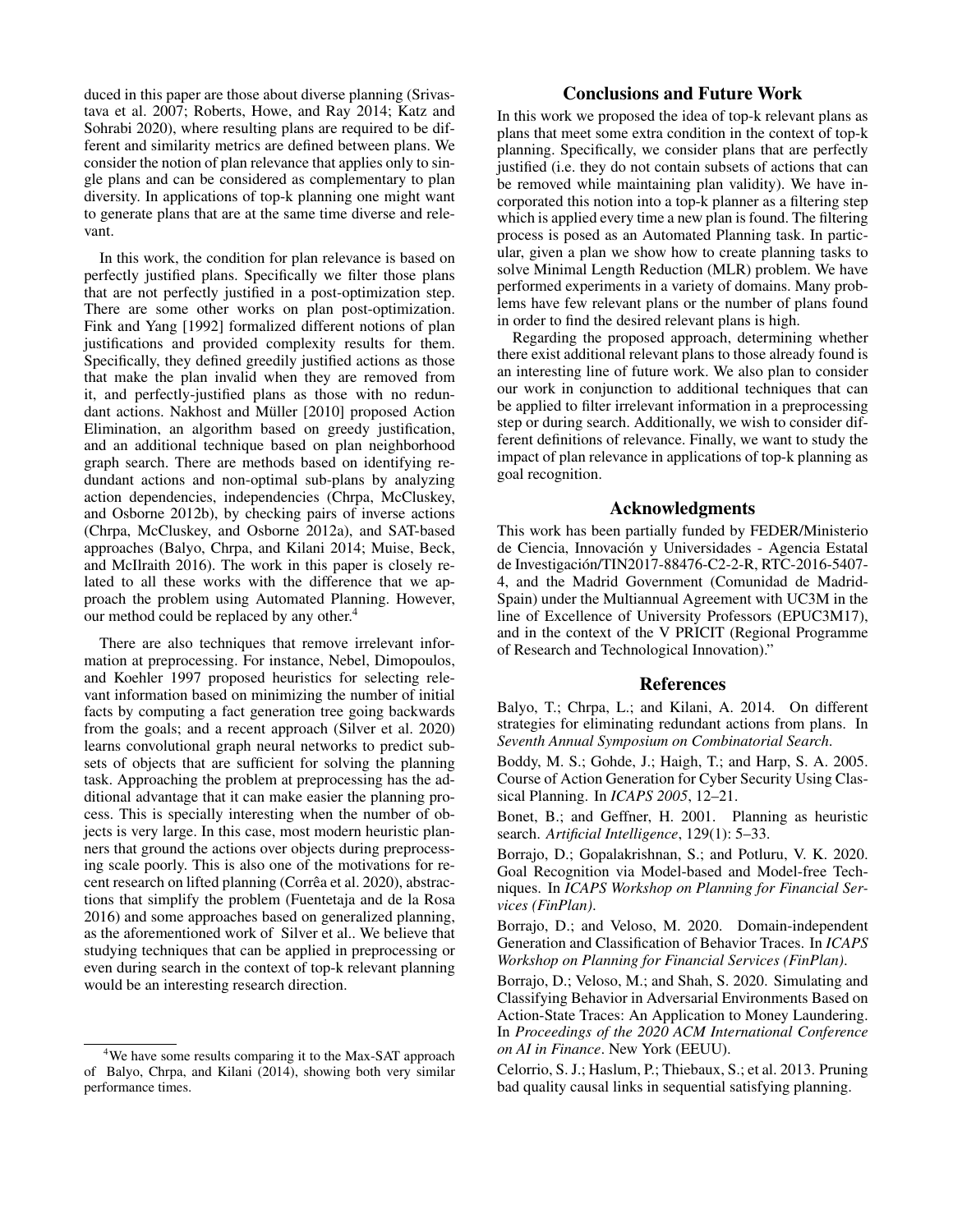duced in this paper are those about diverse planning (Srivastava et al. 2007; Roberts, Howe, and Ray 2014; Katz and Sohrabi 2020), where resulting plans are required to be different and similarity metrics are defined between plans. We consider the notion of plan relevance that applies only to single plans and can be considered as complementary to plan diversity. In applications of top-k planning one might want to generate plans that are at the same time diverse and relevant.

In this work, the condition for plan relevance is based on perfectly justified plans. Specifically we filter those plans that are not perfectly justified in a post-optimization step. There are some other works on plan post-optimization. Fink and Yang [1992] formalized different notions of plan justifications and provided complexity results for them. Specifically, they defined greedily justified actions as those that make the plan invalid when they are removed from it, and perfectly-justified plans as those with no redundant actions. Nakhost and Müller [2010] proposed Action Elimination, an algorithm based on greedy justification, and an additional technique based on plan neighborhood graph search. There are methods based on identifying redundant actions and non-optimal sub-plans by analyzing action dependencies, independencies (Chrpa, McCluskey, and Osborne 2012b), by checking pairs of inverse actions (Chrpa, McCluskey, and Osborne 2012a), and SAT-based approaches (Balyo, Chrpa, and Kilani 2014; Muise, Beck, and McIlraith 2016). The work in this paper is closely related to all these works with the difference that we approach the problem using Automated Planning. However, our method could be replaced by any other.[4]

There are also techniques that remove irrelevant information at preprocessing. For instance, Nebel, Dimopoulos, and Koehler 1997 proposed heuristics for selecting relevant information based on minimizing the number of initial facts by computing a fact generation tree going backwards from the goals; and a recent approach (Silver et al. 2020) learns convolutional graph neural networks to predict subsets of objects that are sufficient for solving the planning task. Approaching the problem at preprocessing has the additional advantage that it can make easier the planning process. This is specially interesting when the number of objects is very large. In this case, most modern heuristic planners that ground the actions over objects during preprocessing scale poorly. This is also one of the motivations for recent research on lifted planning (Corrêa et al. 2020), abstractions that simplify the problem (Fuentetaja and de la Rosa 2016) and some approaches based on generalized planning, as the aforementioned work of Silver et al.. We believe that studying techniques that can be applied in preprocessing or even during search in the context of top-k relevant planning would be an interesting research direction.

[4]We have some results comparing it to the Max-SAT approach of Balyo, Chrpa, and Kilani (2014), showing both very similar performance times.

## Conclusions and Future Work

In this work we proposed the idea of top-k relevant plans as plans that meet some extra condition in the context of top-k planning. Specifically, we consider plans that are perfectly justified (i.e. they do not contain subsets of actions that can be removed while maintaining plan validity). We have incorporated this notion into a top-k planner as a filtering step which is applied every time a new plan is found. The filtering process is posed as an Automated Planning task. In particular, given a plan we show how to create planning tasks to solve Minimal Length Reduction (MLR) problem. We have performed experiments in a variety of domains. Many problems have few relevant plans or the number of plans found in order to find the desired relevant plans is high.

Regarding the proposed approach, determining whether there exist additional relevant plans to those already found is an interesting line of future work. We also plan to consider our work in conjunction to additional techniques that can be applied to filter irrelevant information in a preprocessing step or during search. Additionally, we wish to consider different definitions of relevance. Finally, we want to study the impact of plan relevance in applications of top-k planning as goal recognition.

## Acknowledgments

This work has been partially funded by FEDER/Ministerio de Ciencia, Innovación y Universidades - Agencia Estatal de Investigación/TIN2017-88476-C2-2-R, RTC-2016-5407-4, and the Madrid Government (Comunidad de Madrid-Spain) under the Multiannual Agreement with UC3M in the line of Excellence of University Professors (EPUC3M17), and in the context of the V PRICIT (Regional Programme of Research and Technological Innovation)."

## References

Balyo, T.; Chrpa, L.; and Kilani, A. 2014. On different strategies for eliminating redundant actions from plans. In *Seventh Annual Symposium on Combinatorial Search*.

Boddy, M. S.; Gohde, J.; Haigh, T.; and Harp, S. A. 2005. Course of Action Generation for Cyber Security Using Classical Planning. In *ICAPS 2005*, 12–21.

Bonet, B.; and Geffner, H. 2001. Planning as heuristic search. *Artificial Intelligence*, 129(1): 5–33.

Borrajo, D.; Gopalakrishnan, S.; and Potluru, V. K. 2020. Goal Recognition via Model-based and Model-free Techniques. In *ICAPS Workshop on Planning for Financial Services (FinPlan)*.

Borrajo, D.; and Veloso, M. 2020. Domain-independent Generation and Classification of Behavior Traces. In *ICAPS Workshop on Planning for Financial Services (FinPlan)*.

Borrajo, D.; Veloso, M.; and Shah, S. 2020. Simulating and Classifying Behavior in Adversarial Environments Based on Action-State Traces: An Application to Money Laundering. In *Proceedings of the 2020 ACM International Conference on AI in Finance*. New York (EEUU).

Celorrio, S. J.; Haslum, P.; Thiebaux, S.; et al. 2013. Pruning bad quality causal links in sequential satisfying planning.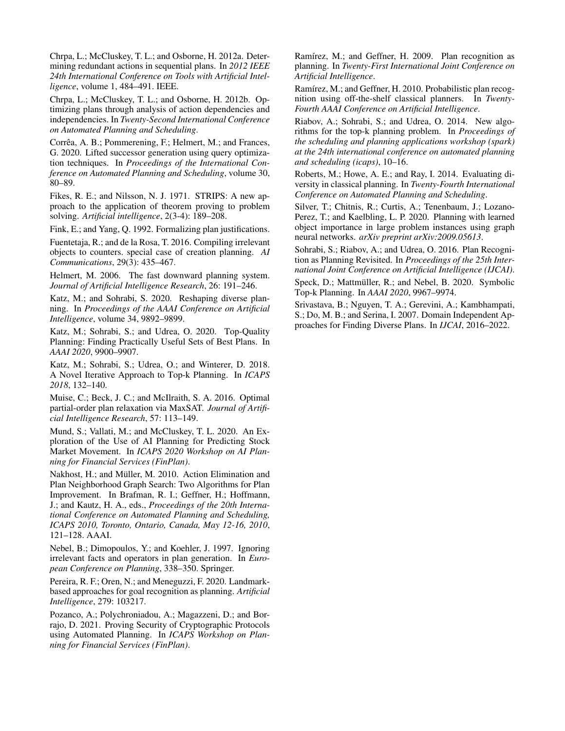Chrpa, L.; McCluskey, T. L.; and Osborne, H. 2012a. Determining redundant actions in sequential plans. In *2012 IEEE 24th International Conference on Tools with Artificial Intelligence*, volume 1, 484–491. IEEE.

Chrpa, L.; McCluskey, T. L.; and Osborne, H. 2012b. Optimizing plans through analysis of action dependencies and independencies. In *Twenty-Second International Conference on Automated Planning and Scheduling*.

Corrêa, A. B.; Pommerening, F.; Helmert, M.; and Frances, G. 2020. Lifted successor generation using query optimization techniques. In *Proceedings of the International Conference on Automated Planning and Scheduling*, volume 30, 80–89.

Fikes, R. E.; and Nilsson, N. J. 1971. STRIPS: A new approach to the application of theorem proving to problem solving. *Artificial intelligence*, 2(3-4): 189–208.

Fink, E.; and Yang, Q. 1992. Formalizing plan justifications.

Fuentetaja, R.; and de la Rosa, T. 2016. Compiling irrelevant objects to counters. special case of creation planning. *AI Communications*, 29(3): 435–467.

Helmert, M. 2006. The fast downward planning system. *Journal of Artificial Intelligence Research*, 26: 191–246.

Katz, M.; and Sohrabi, S. 2020. Reshaping diverse planning. In *Proceedings of the AAAI Conference on Artificial Intelligence*, volume 34, 9892–9899.

Katz, M.; Sohrabi, S.; and Udrea, O. 2020. Top-Quality Planning: Finding Practically Useful Sets of Best Plans. In *AAAI 2020*, 9900–9907.

Katz, M.; Sohrabi, S.; Udrea, O.; and Winterer, D. 2018. A Novel Iterative Approach to Top-k Planning. In *ICAPS 2018*, 132–140.

Muise, C.; Beck, J. C.; and McIlraith, S. A. 2016. Optimal partial-order plan relaxation via MaxSAT. *Journal of Artificial Intelligence Research*, 57: 113–149.

Mund, S.; Vallati, M.; and McCluskey, T. L. 2020. An Exploration of the Use of AI Planning for Predicting Stock Market Movement. In *ICAPS 2020 Workshop on AI Planning for Financial Services (FinPlan)*.

Nakhost, H.; and Müller, M. 2010. Action Elimination and Plan Neighborhood Graph Search: Two Algorithms for Plan Improvement. In Brafman, R. I.; Geffner, H.; Hoffmann, J.; and Kautz, H. A., eds., *Proceedings of the 20th International Conference on Automated Planning and Scheduling, ICAPS 2010, Toronto, Ontario, Canada, May 12-16, 2010*, 121–128. AAAI.

Nebel, B.; Dimopoulos, Y.; and Koehler, J. 1997. Ignoring irrelevant facts and operators in plan generation. In *European Conference on Planning*, 338–350. Springer.

Pereira, R. F.; Oren, N.; and Meneguzzi, F. 2020. Landmark-based approaches for goal recognition as planning. *Artificial Intelligence*, 279: 103217.

Pozanco, A.; Polychroniadou, A.; Magazzeni, D.; and Borrajo, D. 2021. Proving Security of Cryptographic Protocols using Automated Planning. In *ICAPS Workshop on Planning for Financial Services (FinPlan)*.

Ramírez, M.; and Geffner, H. 2009. Plan recognition as planning. In *Twenty-First International Joint Conference on Artificial Intelligence*.

Ramírez, M.; and Geffner, H. 2010. Probabilistic plan recognition using off-the-shelf classical planners. In *Twenty-Fourth AAAI Conference on Artificial Intelligence*.

Riabov, A.; Sohrabi, S.; and Udrea, O. 2014. New algorithms for the top-k planning problem. In *Proceedings of the scheduling and planning applications workshop (spark) at the 24th international conference on automated planning and scheduling (icaps)*, 10–16.

Roberts, M.; Howe, A. E.; and Ray, I. 2014. Evaluating diversity in classical planning. In *Twenty-Fourth International Conference on Automated Planning and Scheduling*.

Silver, T.; Chitnis, R.; Curtis, A.; Tenenbaum, J.; Lozano-Perez, T.; and Kaelbling, L. P. 2020. Planning with learned object importance in large problem instances using graph neural networks. *arXiv preprint arXiv:2009.05613*.

Sohrabi, S.; Riabov, A.; and Udrea, O. 2016. Plan Recognition as Planning Revisited. In *Proceedings of the 25th International Joint Conference on Artificial Intelligence (IJCAI)*.

Speck, D.; Mattmüller, R.; and Nebel, B. 2020. Symbolic Top-k Planning. In *AAAI 2020*, 9967–9974.

Srivastava, B.; Nguyen, T. A.; Gerevini, A.; Kambhampati, S.; Do, M. B.; and Serina, I. 2007. Domain Independent Approaches for Finding Diverse Plans. In *IJCAI*, 2016–2022.